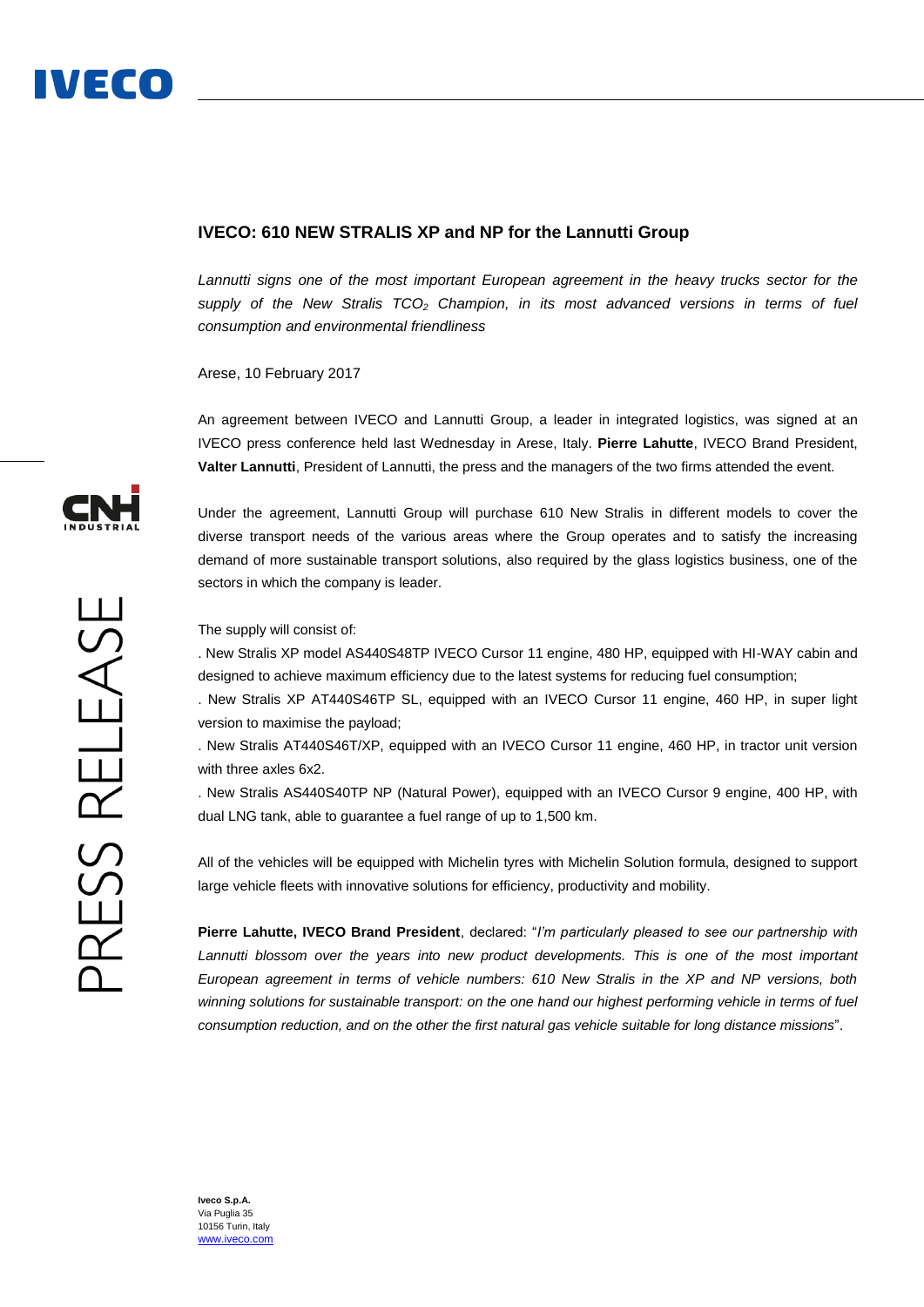# IVECO: 610 NEW STRALIS XP and NP for the Lannutti Group

*Lannutti signs one of the most important European agreement in the heavy trucks sector for the supply of the New Stralis TCO$_2$ Champion, in its most advanced versions in terms of fuel consumption and environmental friendliness*

Arese, 10 February 2017

An agreement between IVECO and Lannutti Group, a leader in integrated logistics, was signed at an IVECO press conference held last Wednesday in Arese, Italy. **Pierre Lahutte**, IVECO Brand President, **Valter Lannutti**, President of Lannutti, the press and the managers of the two firms attended the event.

Under the agreement, Lannutti Group will purchase 610 New Stralis in different models to cover the diverse transport needs of the various areas where the Group operates and to satisfy the increasing demand of more sustainable transport solutions, also required by the glass logistics business, one of the sectors in which the company is leader.

The supply will consist of:

. New Stralis XP model AS440S48TP IVECO Cursor 11 engine, 480 HP, equipped with HI-WAY cabin and designed to achieve maximum efficiency due to the latest systems for reducing fuel consumption;

. New Stralis XP AT440S46TP SL, equipped with an IVECO Cursor 11 engine, 460 HP, in super light version to maximise the payload;

. New Stralis AT440S46T/XP, equipped with an IVECO Cursor 11 engine, 460 HP, in tractor unit version with three axles 6x2.

. New Stralis AS440S40TP NP (Natural Power), equipped with an IVECO Cursor 9 engine, 400 HP, with dual LNG tank, able to guarantee a fuel range of up to 1,500 km.

All of the vehicles will be equipped with Michelin tyres with Michelin Solution formula, designed to support large vehicle fleets with innovative solutions for efficiency, productivity and mobility.

**Pierre Lahutte, IVECO Brand President**, declared: "*I'm particularly pleased to see our partnership with Lannutti blossom over the years into new product developments. This is one of the most important European agreement in terms of vehicle numbers: 610 New Stralis in the XP and NP versions, both winning solutions for sustainable transport: on the one hand our highest performing vehicle in terms of fuel consumption reduction, and on the other the first natural gas vehicle suitable for long distance missions*".

**Iveco S.p.A.**
Via Puglia 35
10156 Turin, Italy
www.iveco.com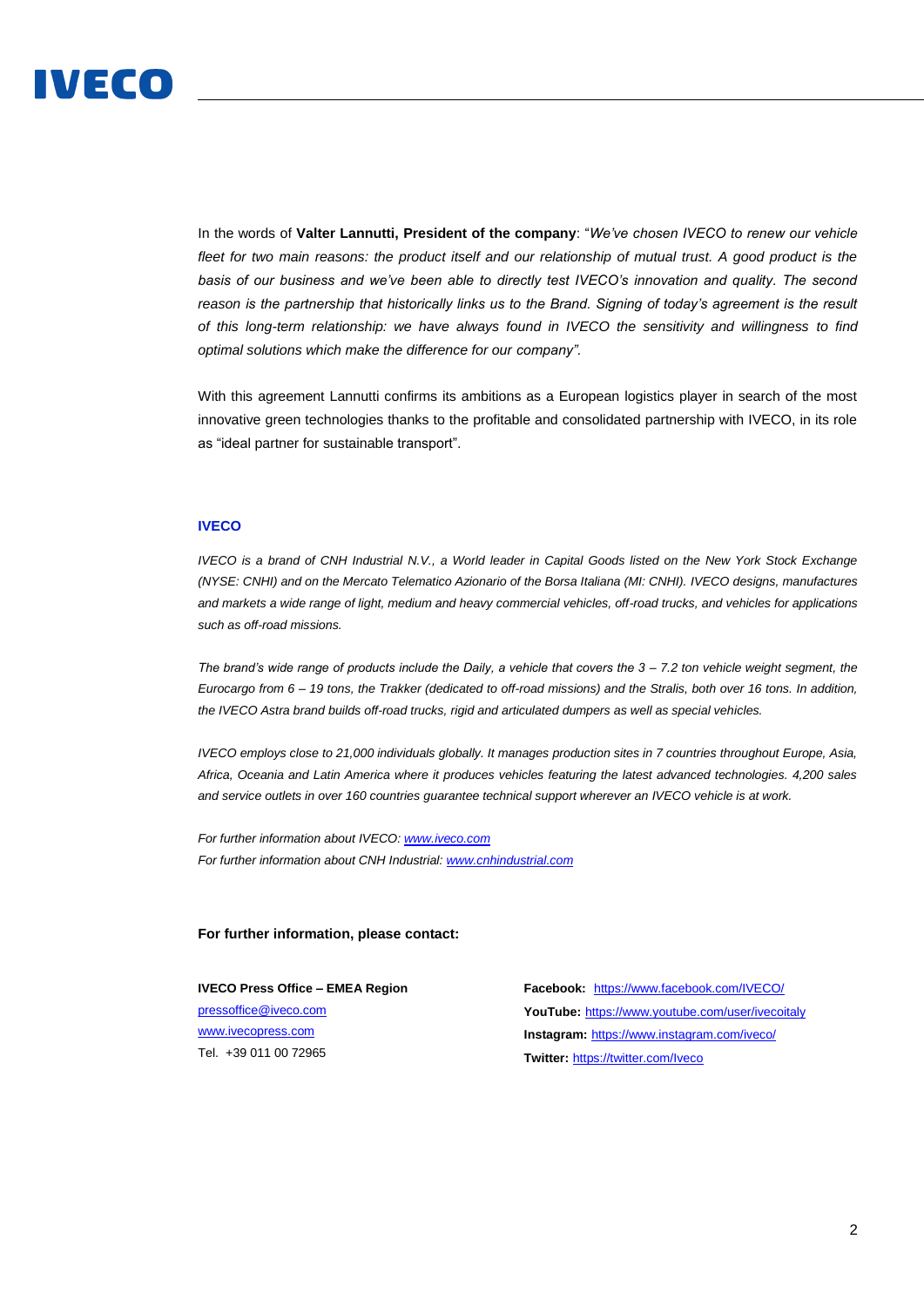In the words of **Valter Lannutti, President of the company**: "*We've chosen IVECO to renew our vehicle fleet for two main reasons: the product itself and our relationship of mutual trust. A good product is the basis of our business and we've been able to directly test IVECO's innovation and quality. The second reason is the partnership that historically links us to the Brand. Signing of today's agreement is the result of this long-term relationship: we have always found in IVECO the sensitivity and willingness to find optimal solutions which make the difference for our company"*.

With this agreement Lannutti confirms its ambitions as a European logistics player in search of the most innovative green technologies thanks to the profitable and consolidated partnership with IVECO, in its role as "ideal partner for sustainable transport".

**IVECO**

*IVECO is a brand of CNH Industrial N.V., a World leader in Capital Goods listed on the New York Stock Exchange (NYSE: CNHI) and on the Mercato Telematico Azionario of the Borsa Italiana (MI: CNHI). IVECO designs, manufactures and markets a wide range of light, medium and heavy commercial vehicles, off-road trucks, and vehicles for applications such as off-road missions.*

*The brand's wide range of products include the Daily, a vehicle that covers the 3 – 7.2 ton vehicle weight segment, the Eurocargo from 6 – 19 tons, the Trakker (dedicated to off-road missions) and the Stralis, both over 16 tons. In addition, the IVECO Astra brand builds off-road trucks, rigid and articulated dumpers as well as special vehicles.*

*IVECO employs close to 21,000 individuals globally. It manages production sites in 7 countries throughout Europe, Asia, Africa, Oceania and Latin America where it produces vehicles featuring the latest advanced technologies. 4,200 sales and service outlets in over 160 countries guarantee technical support wherever an IVECO vehicle is at work.*

*For further information about IVECO: [www.iveco.com](http://www.iveco.com)*
*For further information about CNH Industrial: [www.cnhindustrial.com](http://www.cnhindustrial.com)*

**For further information, please contact:**

**IVECO Press Office – EMEA Region**
[pressoffice@iveco.com](mailto:pressoffice@iveco.com)
[www.ivecopress.com](http://www.ivecopress.com)
Tel. +39 011 00 72965

**Facebook:** https://www.facebook.com/IVECO/
**YouTube:** https://www.youtube.com/user/ivecoitaly
**Instagram:** https://www.instagram.com/iveco/
**Twitter:** https://twitter.com/Iveco